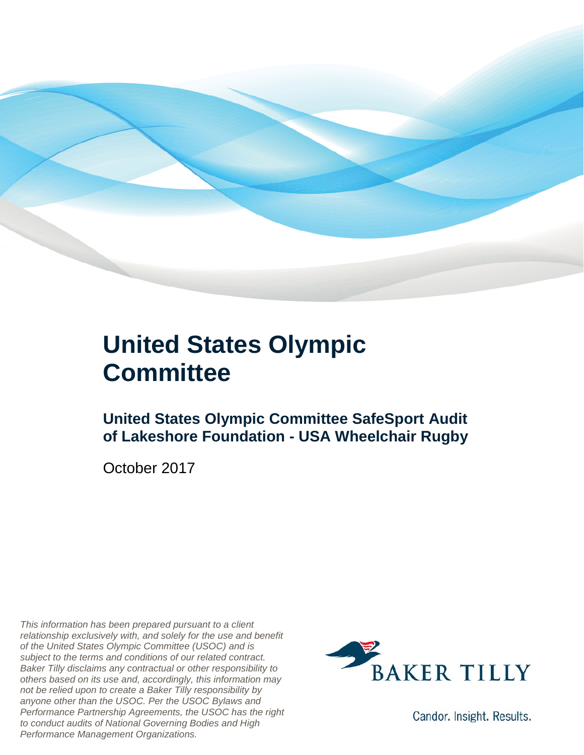# United States Olympic Committee

## United States Olympic Committee SafeSport Audit of Lakeshore Foundation - USA Wheelchair Rugby

October 2017

*This information has been prepared pursuant to a client relationship exclusively with, and solely for the use and benefit of the United States Olympic Committee (USOC) and is subject to the terms and conditions of our related contract. Baker Tilly disclaims any contractual or other responsibility to others based on its use and, accordingly, this information may not be relied upon to create a Baker Tilly responsibility by anyone other than the USOC. Per the USOC Bylaws and Performance Partnership Agreements, the USOC has the right to conduct audits of National Governing Bodies and High Performance Management Organizations.*

BAKER TILLY

Candor. Insight. Results.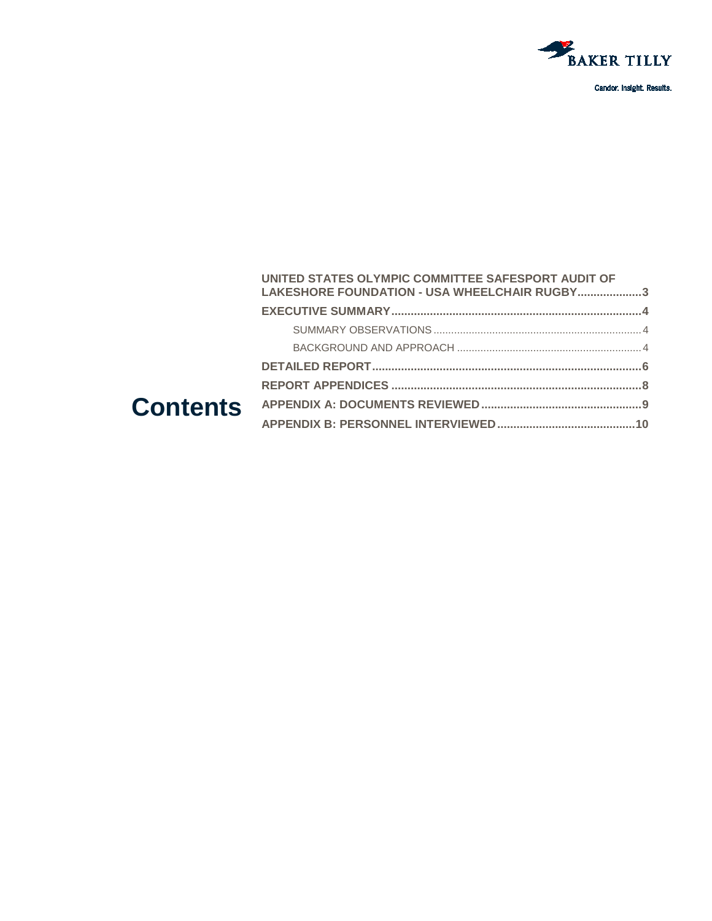# Contents

- UNITED STATES OLYMPIC COMMITTEE SAFESPORT AUDIT OF LAKESHORE FOUNDATION - USA WHEELCHAIR RUGBY....................3
- EXECUTIVE SUMMARY.............................................................................4
  - SUMMARY OBSERVATIONS.......................................................................4
  - BACKGROUND AND APPROACH ...............................................................4
- DETAILED REPORT....................................................................................6
- REPORT APPENDICES .............................................................................8
- APPENDIX A: DOCUMENTS REVIEWED..................................................9
- APPENDIX B: PERSONNEL INTERVIEWED...........................................10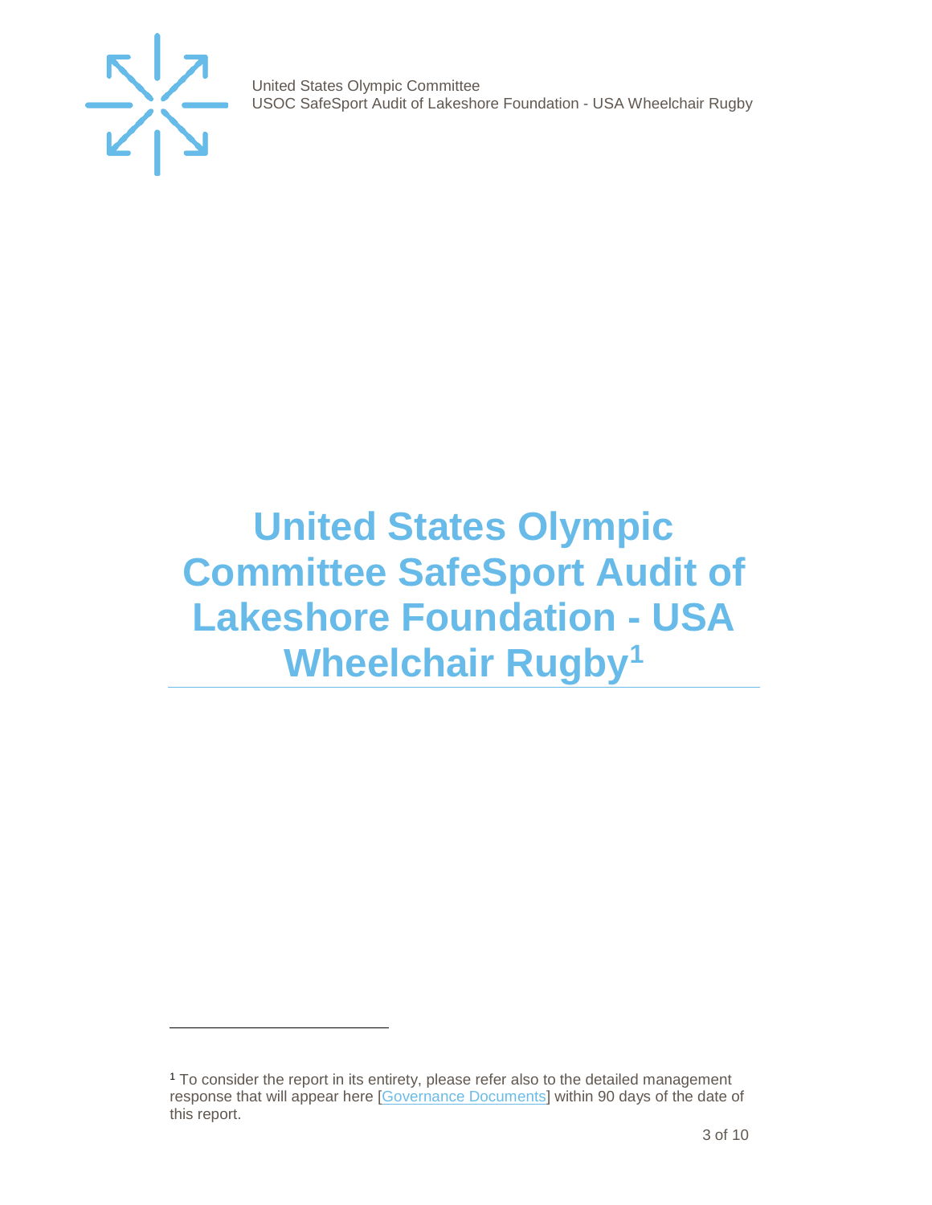# United States Olympic Committee SafeSport Audit of Lakeshore Foundation - USA Wheelchair Rugby[1]

---

[1] To consider the report in its entirety, please refer also to the detailed management response that will appear here [Governance Documents] within 90 days of the date of this report.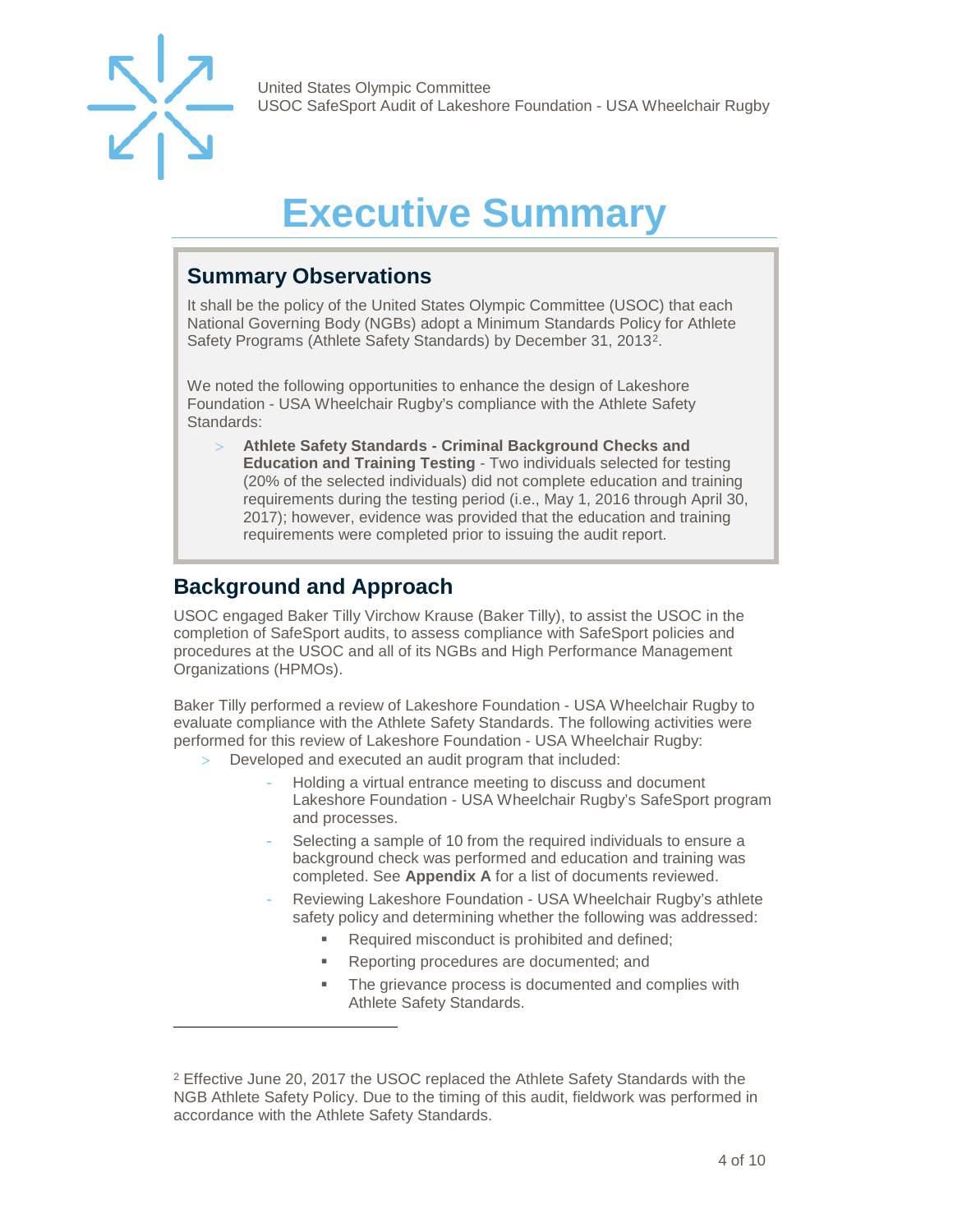# Executive Summary

## Summary Observations

It shall be the policy of the United States Olympic Committee (USOC) that each National Governing Body (NGBs) adopt a Minimum Standards Policy for Athlete Safety Programs (Athlete Safety Standards) by December 31, 2013[2].

We noted the following opportunities to enhance the design of Lakeshore Foundation - USA Wheelchair Rugby's compliance with the Athlete Safety Standards:

- **Athlete Safety Standards - Criminal Background Checks and Education and Training Testing** - Two individuals selected for testing (20% of the selected individuals) did not complete education and training requirements during the testing period (i.e., May 1, 2016 through April 30, 2017); however, evidence was provided that the education and training requirements were completed prior to issuing the audit report.

## Background and Approach

USOC engaged Baker Tilly Virchow Krause (Baker Tilly), to assist the USOC in the completion of SafeSport audits, to assess compliance with SafeSport policies and procedures at the USOC and all of its NGBs and High Performance Management Organizations (HPMOs).

Baker Tilly performed a review of Lakeshore Foundation - USA Wheelchair Rugby to evaluate compliance with the Athlete Safety Standards. The following activities were performed for this review of Lakeshore Foundation - USA Wheelchair Rugby:

- Developed and executed an audit program that included:
  - Holding a virtual entrance meeting to discuss and document Lakeshore Foundation - USA Wheelchair Rugby's SafeSport program and processes.
  - Selecting a sample of 10 from the required individuals to ensure a background check was performed and education and training was completed. See **Appendix A** for a list of documents reviewed.
  - Reviewing Lakeshore Foundation - USA Wheelchair Rugby's athlete safety policy and determining whether the following was addressed:
    - Required misconduct is prohibited and defined;
    - Reporting procedures are documented; and
    - The grievance process is documented and complies with Athlete Safety Standards.

---

[2] Effective June 20, 2017 the USOC replaced the Athlete Safety Standards with the NGB Athlete Safety Policy. Due to the timing of this audit, fieldwork was performed in accordance with the Athlete Safety Standards.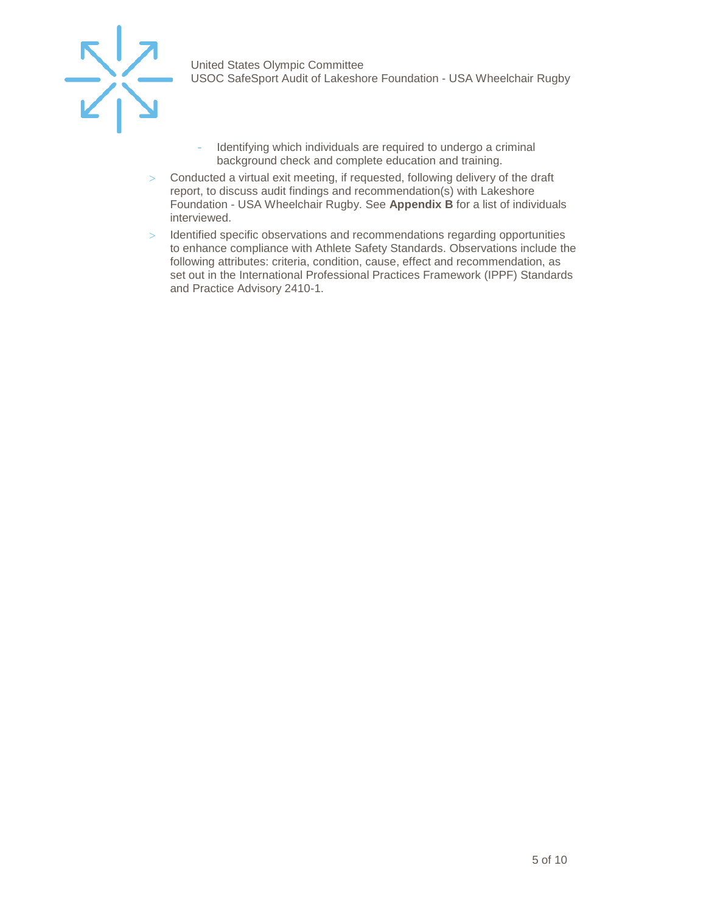- Identifying which individuals are required to undergo a criminal background check and complete education and training.
- Conducted a virtual exit meeting, if requested, following delivery of the draft report, to discuss audit findings and recommendation(s) with Lakeshore Foundation - USA Wheelchair Rugby. See **Appendix B** for a list of individuals interviewed.
- Identified specific observations and recommendations regarding opportunities to enhance compliance with Athlete Safety Standards. Observations include the following attributes: criteria, condition, cause, effect and recommendation, as set out in the International Professional Practices Framework (IPPF) Standards and Practice Advisory 2410-1.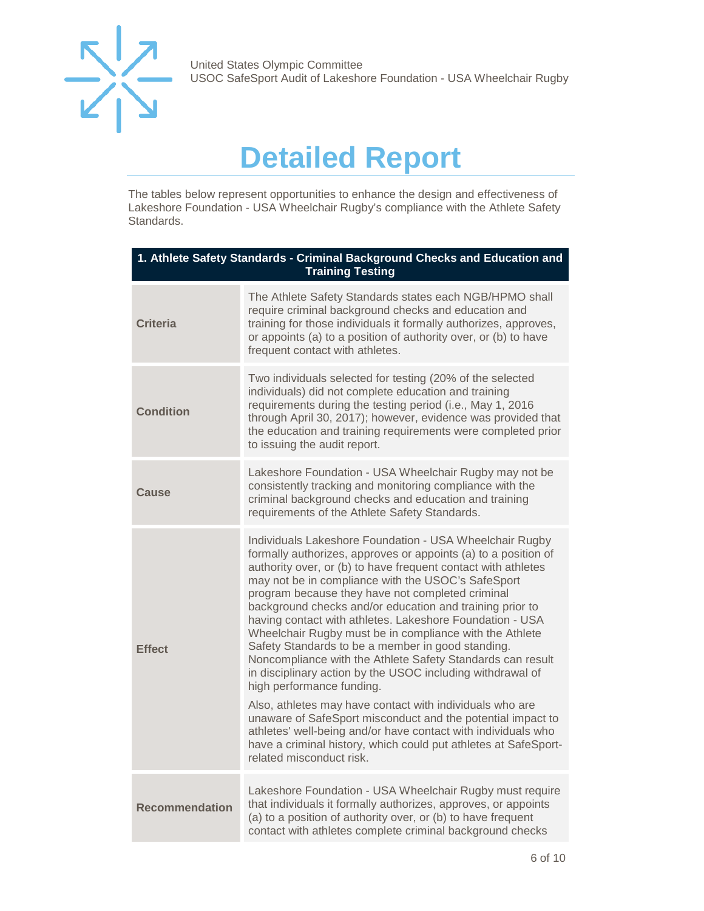# Detailed Report

The tables below represent opportunities to enhance the design and effectiveness of Lakeshore Foundation - USA Wheelchair Rugby's compliance with the Athlete Safety Standards.

| 1. Athlete Safety Standards - Criminal Background Checks and Education and Training Testing | |
|---|---|
| **Criteria** | The Athlete Safety Standards states each NGB/HPMO shall require criminal background checks and education and training for those individuals it formally authorizes, approves, or appoints (a) to a position of authority over, or (b) to have frequent contact with athletes. |
| **Condition** | Two individuals selected for testing (20% of the selected individuals) did not complete education and training requirements during the testing period (i.e., May 1, 2016 through April 30, 2017); however, evidence was provided that the education and training requirements were completed prior to issuing the audit report. |
| **Cause** | Lakeshore Foundation - USA Wheelchair Rugby may not be consistently tracking and monitoring compliance with the criminal background checks and education and training requirements of the Athlete Safety Standards. |
| **Effect** | Individuals Lakeshore Foundation - USA Wheelchair Rugby formally authorizes, approves or appoints (a) to a position of authority over, or (b) to have frequent contact with athletes may not be in compliance with the USOC's SafeSport program because they have not completed criminal background checks and/or education and training prior to having contact with athletes. Lakeshore Foundation - USA Wheelchair Rugby must be in compliance with the Athlete Safety Standards to be a member in good standing. Noncompliance with the Athlete Safety Standards can result in disciplinary action by the USOC including withdrawal of high performance funding.<br><br>Also, athletes may have contact with individuals who are unaware of SafeSport misconduct and the potential impact to athletes' well-being and/or have contact with individuals who have a criminal history, which could put athletes at SafeSport-related misconduct risk. |
| **Recommendation** | Lakeshore Foundation - USA Wheelchair Rugby must require that individuals it formally authorizes, approves, or appoints (a) to a position of authority over, or (b) to have frequent contact with athletes complete criminal background checks |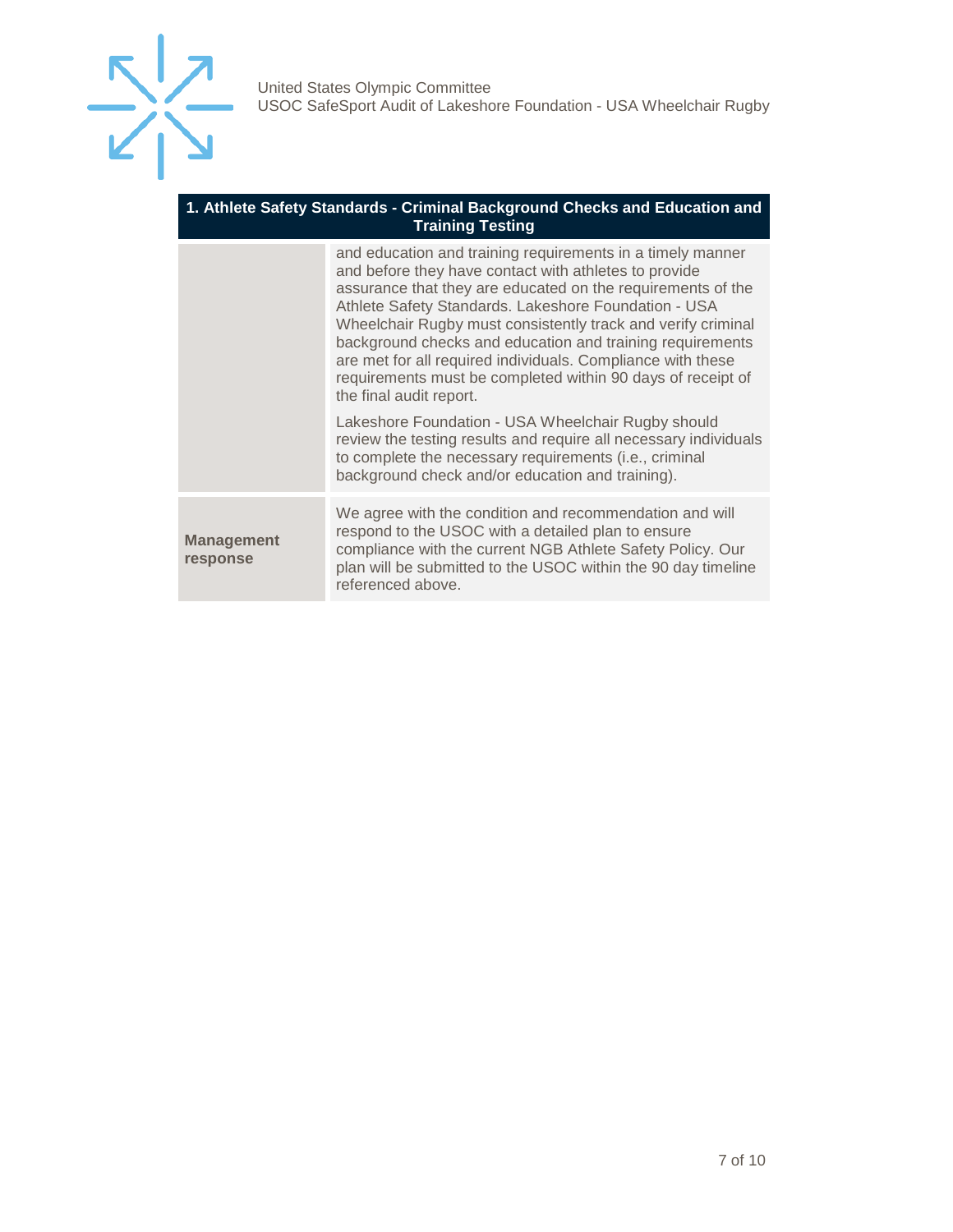| 1. Athlete Safety Standards - Criminal Background Checks and Education and Training Testing | |
|---|---|
| | and education and training requirements in a timely manner and before they have contact with athletes to provide assurance that they are educated on the requirements of the Athlete Safety Standards. Lakeshore Foundation - USA Wheelchair Rugby must consistently track and verify criminal background checks and education and training requirements are met for all required individuals. Compliance with these requirements must be completed within 90 days of receipt of the final audit report.<br><br>Lakeshore Foundation - USA Wheelchair Rugby should review the testing results and require all necessary individuals to complete the necessary requirements (i.e., criminal background check and/or education and training). |
| **Management response** | We agree with the condition and recommendation and will respond to the USOC with a detailed plan to ensure compliance with the current NGB Athlete Safety Policy. Our plan will be submitted to the USOC within the 90 day timeline referenced above. |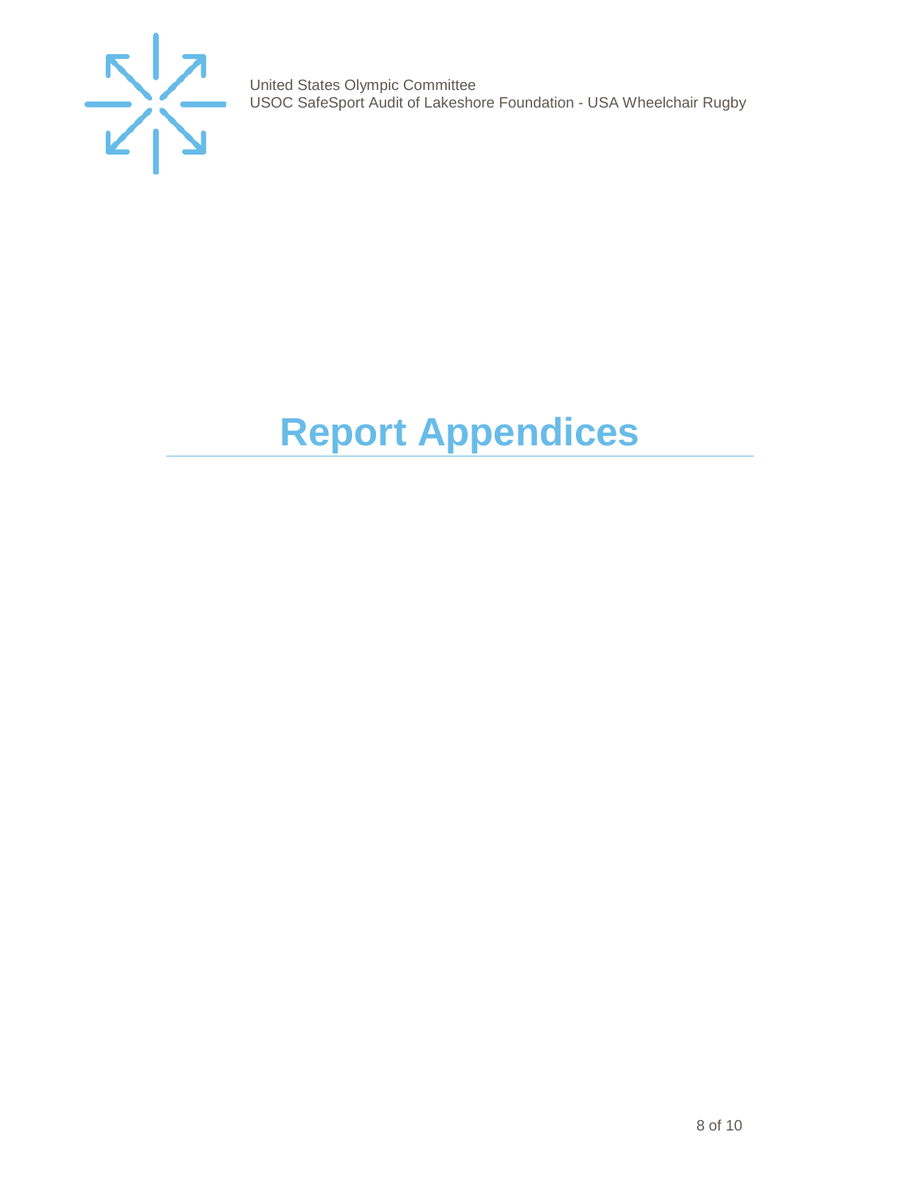# Report Appendices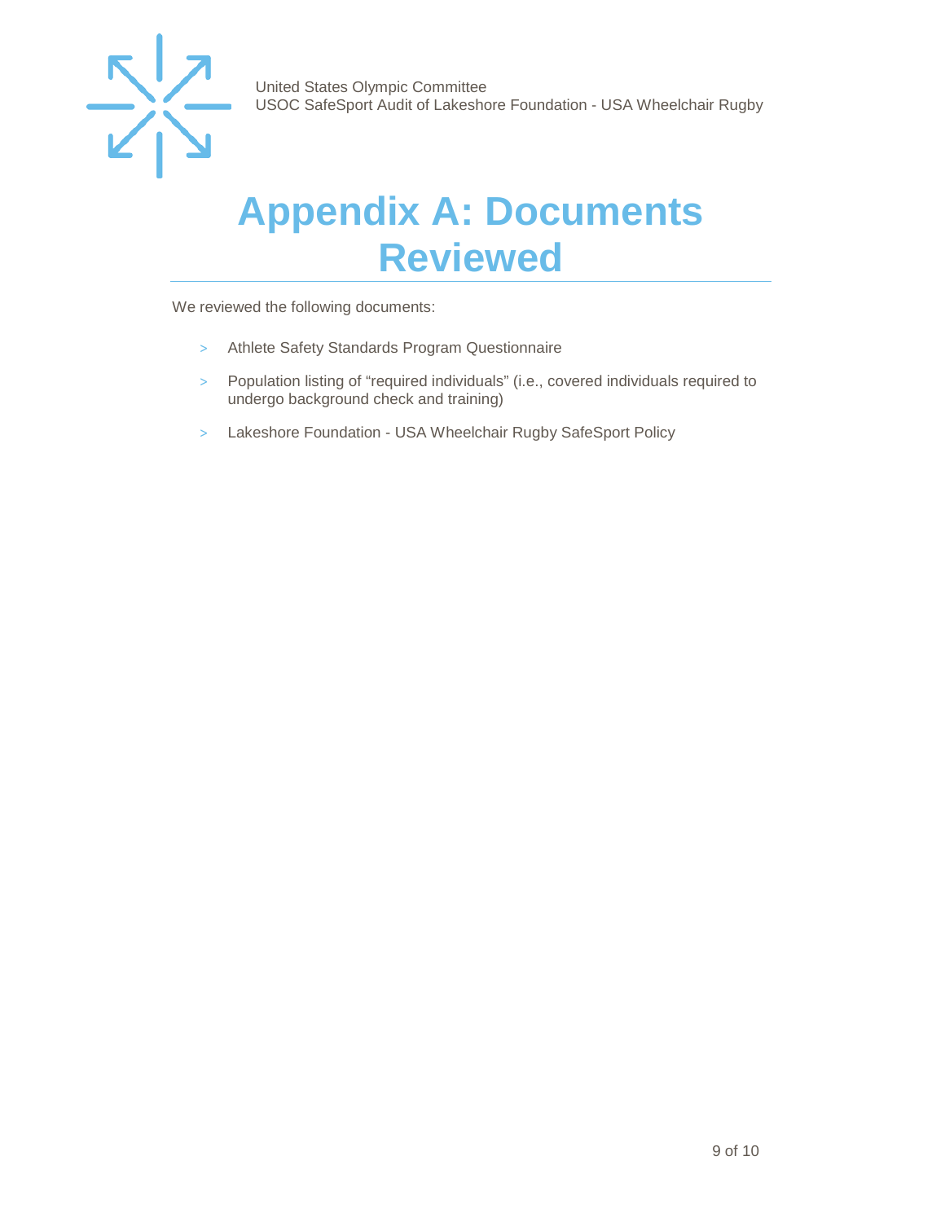# Appendix A: Documents Reviewed

We reviewed the following documents:

- Athlete Safety Standards Program Questionnaire
- Population listing of “required individuals” (i.e., covered individuals required to undergo background check and training)
- Lakeshore Foundation - USA Wheelchair Rugby SafeSport Policy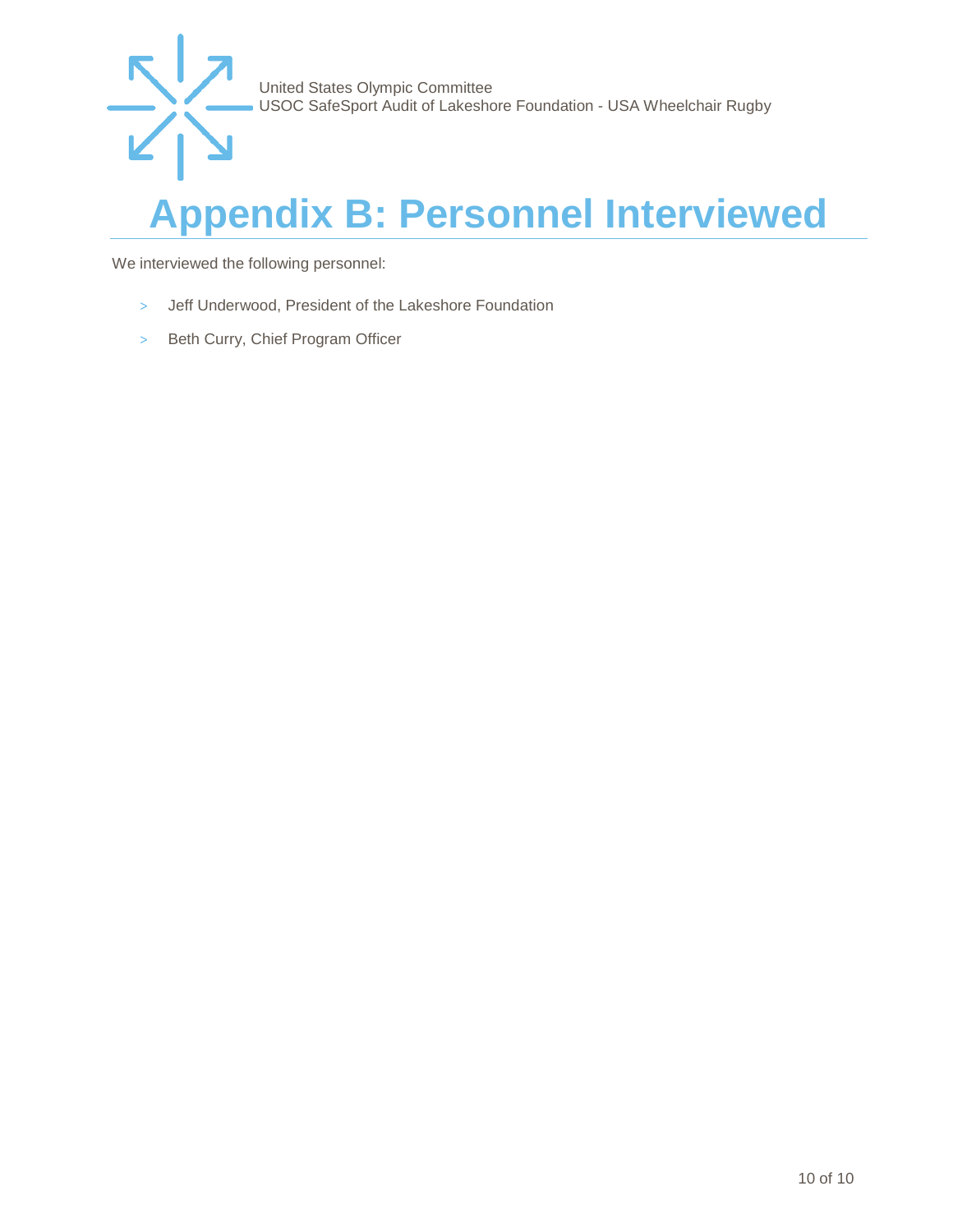# Appendix B: Personnel Interviewed

We interviewed the following personnel:

- Jeff Underwood, President of the Lakeshore Foundation
- Beth Curry, Chief Program Officer